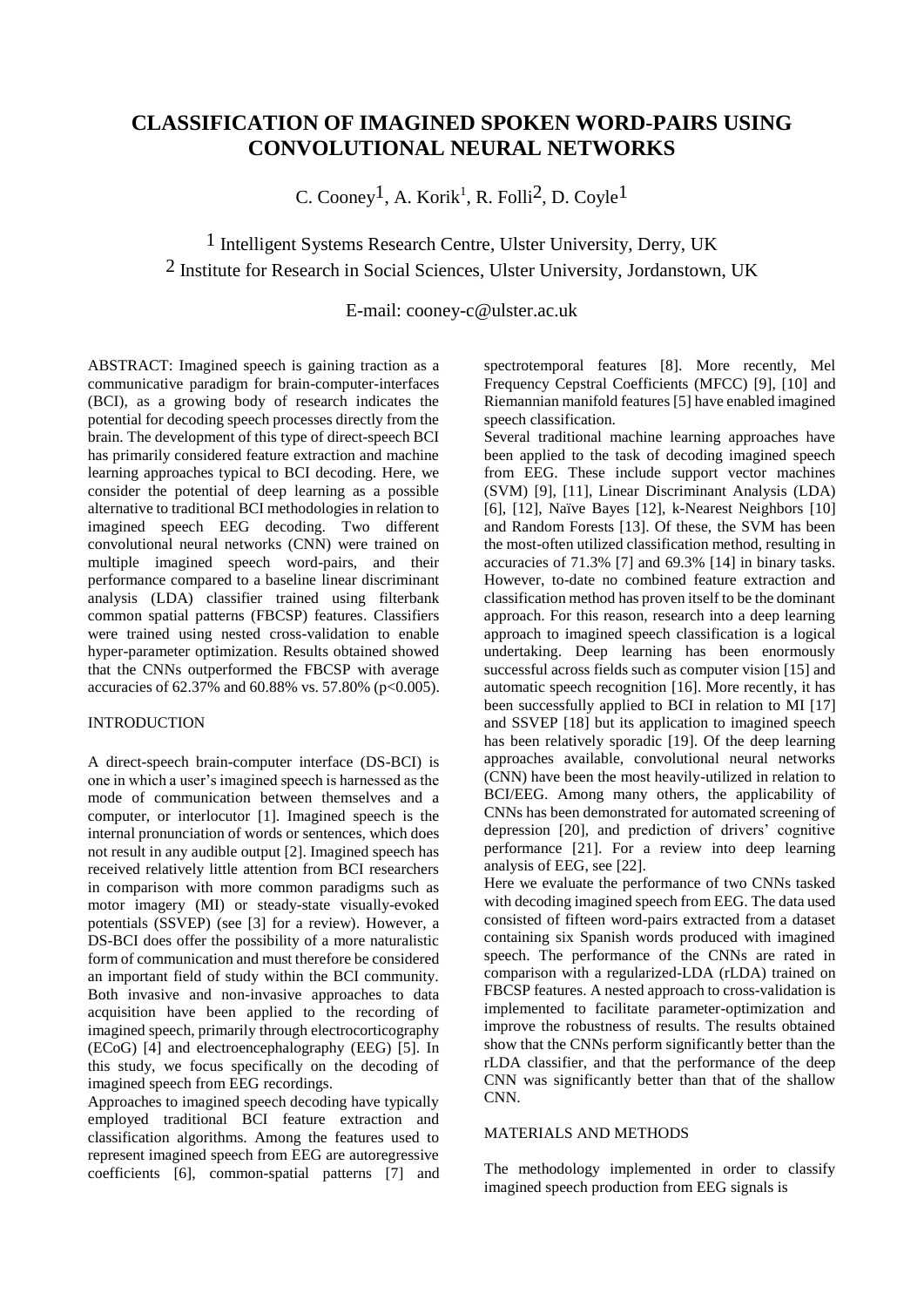# CLASSIFICATION OF IMAGINED SPOKEN WORD-PAIRS USING CONVOLUTIONAL NEURAL NETWORKS

C. Cooney[1], A. Korik[1], R. Folli[2], D. Coyle[1]

[1] Intelligent Systems Research Centre, Ulster University, Derry, UK
[2] Institute for Research in Social Sciences, Ulster University, Jordanstown, UK

E-mail: cooney-c@ulster.ac.uk

ABSTRACT: Imagined speech is gaining traction as a communicative paradigm for brain-computer-interfaces (BCI), as a growing body of research indicates the potential for decoding speech processes directly from the brain. The development of this type of direct-speech BCI has primarily considered feature extraction and machine learning approaches typical to BCI decoding. Here, we consider the potential of deep learning as a possible alternative to traditional BCI methodologies in relation to imagined speech EEG decoding. Two different convolutional neural networks (CNN) were trained on multiple imagined speech word-pairs, and their performance compared to a baseline linear discriminant analysis (LDA) classifier trained using filterbank common spatial patterns (FBCSP) features. Classifiers were trained using nested cross-validation to enable hyper-parameter optimization. Results obtained showed that the CNNs outperformed the FBCSP with average accuracies of 62.37% and 60.88% vs. 57.80% ($p<0.005$).

## INTRODUCTION

A direct-speech brain-computer interface (DS-BCI) is one in which a user's imagined speech is harnessed as the mode of communication between themselves and a computer, or interlocutor [1]. Imagined speech is the internal pronunciation of words or sentences, which does not result in any audible output [2]. Imagined speech has received relatively little attention from BCI researchers in comparison with more common paradigms such as motor imagery (MI) or steady-state visually-evoked potentials (SSVEP) (see [3] for a review). However, a DS-BCI does offer the possibility of a more naturalistic form of communication and must therefore be considered an important field of study within the BCI community. Both invasive and non-invasive approaches to data acquisition have been applied to the recording of imagined speech, primarily through electrocorticography (ECoG) [4] and electroencephalography (EEG) [5]. In this study, we focus specifically on the decoding of imagined speech from EEG recordings.

Approaches to imagined speech decoding have typically employed traditional BCI feature extraction and classification algorithms. Among the features used to represent imagined speech from EEG are autoregressive coefficients [6], common-spatial patterns [7] and spectrotemporal features [8]. More recently, Mel Frequency Cepstral Coefficients (MFCC) [9], [10] and Riemannian manifold features [5] have enabled imagined speech classification.

Several traditional machine learning approaches have been applied to the task of decoding imagined speech from EEG. These include support vector machines (SVM) [9], [11], Linear Discriminant Analysis (LDA) [6], [12], Naïve Bayes [12], k-Nearest Neighbors [10] and Random Forests [13]. Of these, the SVM has been the most-often utilized classification method, resulting in accuracies of 71.3% [7] and 69.3% [14] in binary tasks. However, to-date no combined feature extraction and classification method has proven itself to be the dominant approach. For this reason, research into a deep learning approach to imagined speech classification is a logical undertaking. Deep learning has been enormously successful across fields such as computer vision [15] and automatic speech recognition [16]. More recently, it has been successfully applied to BCI in relation to MI [17] and SSVEP [18] but its application to imagined speech has been relatively sporadic [19]. Of the deep learning approaches available, convolutional neural networks (CNN) have been the most heavily-utilized in relation to BCI/EEG. Among many others, the applicability of CNNs has been demonstrated for automated screening of depression [20], and prediction of drivers' cognitive performance [21]. For a review into deep learning analysis of EEG, see [22].

Here we evaluate the performance of two CNNs tasked with decoding imagined speech from EEG. The data used consisted of fifteen word-pairs extracted from a dataset containing six Spanish words produced with imagined speech. The performance of the CNNs are rated in comparison with a regularized-LDA (rLDA) trained on FBCSP features. A nested approach to cross-validation is implemented to facilitate parameter-optimization and improve the robustness of results. The results obtained show that the CNNs perform significantly better than the rLDA classifier, and that the performance of the deep CNN was significantly better than that of the shallow CNN.

## MATERIALS AND METHODS

The methodology implemented in order to classify imagined speech production from EEG signals is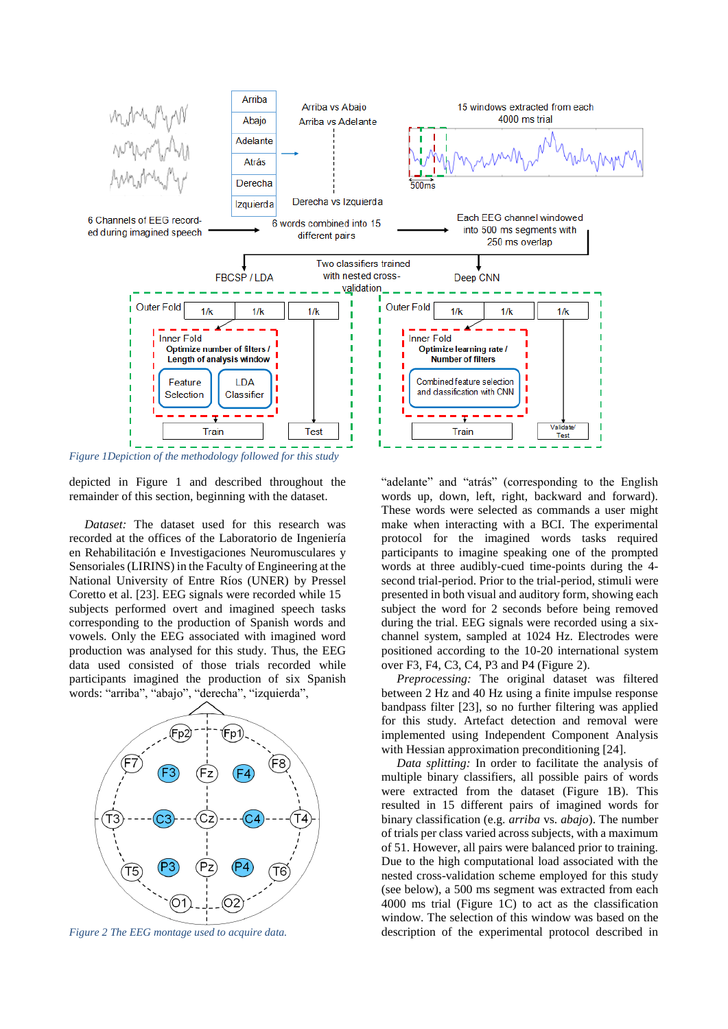Figure 1Depiction of the methodology followed for this study

depicted in Figure 1 and described throughout the remainder of this section, beginning with the dataset.

*Dataset:* The dataset used for this research was recorded at the offices of the Laboratorio de Ingeniería en Rehabilitación e Investigaciones Neuromusculares y Sensoriales (LIRINS) in the Faculty of Engineering at the National University of Entre Ríos (UNER) by Pressel Coretto et al. [23]. EEG signals were recorded while 15 subjects performed overt and imagined speech tasks corresponding to the production of Spanish words and vowels. Only the EEG associated with imagined word production was analysed for this study. Thus, the EEG data used consisted of those trials recorded while participants imagined the production of six Spanish words: "arriba", "abajo", "derecha", "izquierda",

Figure 2 The EEG montage used to acquire data.

"adelante" and "atrás" (corresponding to the English words up, down, left, right, backward and forward). These words were selected as commands a user might make when interacting with a BCI. The experimental protocol for the imagined words tasks required participants to imagine speaking one of the prompted words at three audibly-cued time-points during the 4-second trial-period. Prior to the trial-period, stimuli were presented in both visual and auditory form, showing each subject the word for 2 seconds before being removed during the trial. EEG signals were recorded using a six-channel system, sampled at 1024 Hz. Electrodes were positioned according to the 10-20 international system over F3, F4, C3, C4, P3 and P4 (Figure 2).

*Preprocessing:* The original dataset was filtered between 2 Hz and 40 Hz using a finite impulse response bandpass filter [23], so no further filtering was applied for this study. Artefact detection and removal were implemented using Independent Component Analysis with Hessian approximation preconditioning [24].

*Data splitting:* In order to facilitate the analysis of multiple binary classifiers, all possible pairs of words were extracted from the dataset (Figure 1B). This resulted in 15 different pairs of imagined words for binary classification (e.g. *arriba* vs. *abajo*). The number of trials per class varied across subjects, with a maximum of 51. However, all pairs were balanced prior to training. Due to the high computational load associated with the nested cross-validation scheme employed for this study (see below), a 500 ms segment was extracted from each 4000 ms trial (Figure 1C) to act as the classification window. The selection of this window was based on the description of the experimental protocol described in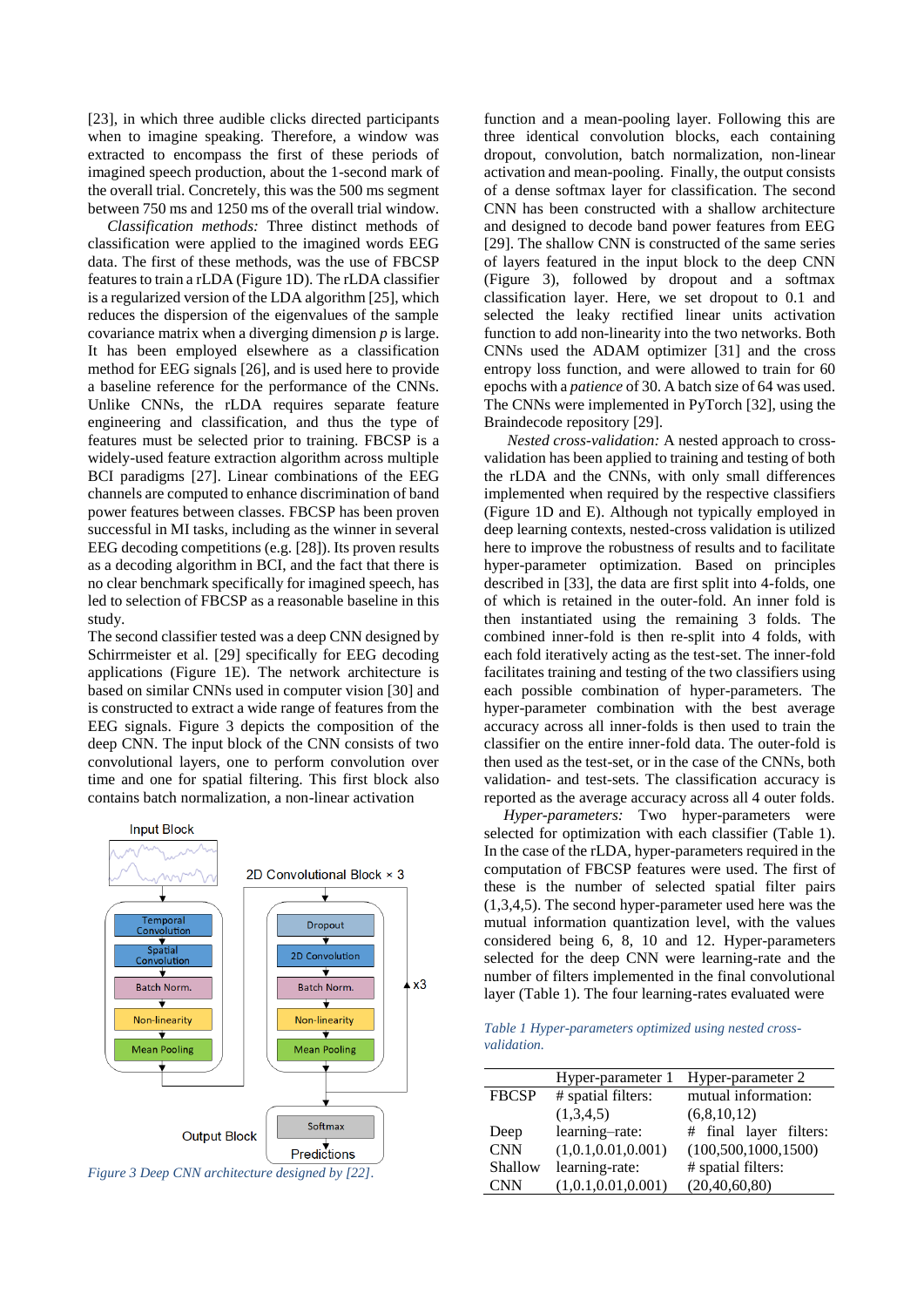[23], in which three audible clicks directed participants when to imagine speaking. Therefore, a window was extracted to encompass the first of these periods of imagined speech production, about the 1-second mark of the overall trial. Concretely, this was the 500 ms segment between 750 ms and 1250 ms of the overall trial window.

*Classification methods:* Three distinct methods of classification were applied to the imagined words EEG data. The first of these methods, was the use of FBCSP features to train a rLDA (Figure 1D). The rLDA classifier is a regularized version of the LDA algorithm [25], which reduces the dispersion of the eigenvalues of the sample covariance matrix when a diverging dimension *p* is large. It has been employed elsewhere as a classification method for EEG signals [26], and is used here to provide a baseline reference for the performance of the CNNs. Unlike CNNs, the rLDA requires separate feature engineering and classification, and thus the type of features must be selected prior to training. FBCSP is a widely-used feature extraction algorithm across multiple BCI paradigms [27]. Linear combinations of the EEG channels are computed to enhance discrimination of band power features between classes. FBCSP has been proven successful in MI tasks, including as the winner in several EEG decoding competitions (e.g. [28]). Its proven results as a decoding algorithm in BCI, and the fact that there is no clear benchmark specifically for imagined speech, has led to selection of FBCSP as a reasonable baseline in this study.

The second classifier tested was a deep CNN designed by Schirrmeister et al. [29] specifically for EEG decoding applications (Figure 1E). The network architecture is based on similar CNNs used in computer vision [30] and is constructed to extract a wide range of features from the EEG signals. Figure 3 depicts the composition of the deep CNN. The input block of the CNN consists of two convolutional layers, one to perform convolution over time and one for spatial filtering. This first block also contains batch normalization, a non-linear activation function and a mean-pooling layer. Following this are three identical convolution blocks, each containing dropout, convolution, batch normalization, non-linear activation and mean-pooling. Finally, the output consists of a dense softmax layer for classification. The second CNN has been constructed with a shallow architecture and designed to decode band power features from EEG [29]. The shallow CNN is constructed of the same series of layers featured in the input block to the deep CNN (Figure 3), followed by dropout and a softmax classification layer. Here, we set dropout to 0.1 and selected the leaky rectified linear units activation function to add non-linearity into the two networks. Both CNNs used the ADAM optimizer [31] and the cross entropy loss function, and were allowed to train for 60 epochs with a *patience* of 30. A batch size of 64 was used. The CNNs were implemented in PyTorch [32], using the Braindecode repository [29].

Input Block: Temporal Convolution → Spatial Convolution → Batch Norm. → Non-linearity → Mean Pooling

2D Convolutional Block × 3: Dropout → 2D Convolution → Batch Norm. → Non-linearity → Mean Pooling (x3)

Output Block: Softmax → Predictions

*Figure 3 Deep CNN architecture designed by [22].*

*Nested cross-validation:* A nested approach to cross-validation has been applied to training and testing of both the rLDA and the CNNs, with only small differences implemented when required by the respective classifiers (Figure 1D and E). Although not typically employed in deep learning contexts, nested-cross validation is utilized here to improve the robustness of results and to facilitate hyper-parameter optimization. Based on principles described in [33], the data are first split into 4-folds, one of which is retained in the outer-fold. An inner fold is then instantiated using the remaining 3 folds. The combined inner-fold is then re-split into 4 folds, with each fold iteratively acting as the test-set. The inner-fold facilitates training and testing of the two classifiers using each possible combination of hyper-parameters. The hyper-parameter combination with the best average accuracy across all inner-folds is then used to train the classifier on the entire inner-fold data. The outer-fold is then used as the test-set, or in the case of the CNNs, both validation- and test-sets. The classification accuracy is reported as the average accuracy across all 4 outer folds.

*Hyper-parameters:* Two hyper-parameters were selected for optimization with each classifier (Table 1). In the case of the rLDA, hyper-parameters required in the computation of FBCSP features were used. The first of these is the number of selected spatial filter pairs (1,3,4,5). The second hyper-parameter used here was the mutual information quantization level, with the values considered being 6, 8, 10 and 12. Hyper-parameters selected for the deep CNN were learning-rate and the number of filters implemented in the final convolutional layer (Table 1). The four learning-rates evaluated were

*Table 1 Hyper-parameters optimized using nested cross-validation.*

| | Hyper-parameter 1 | Hyper-parameter 2 |
|---|---|---|
| FBCSP | # spatial filters: (1,3,4,5) | mutual information: (6,8,10,12) |
| Deep CNN | learning–rate: (1,0.1,0.01,0.001) | # final layer filters: (100,500,1000,1500) |
| Shallow CNN | learning-rate: (1,0.1,0.01,0.001) | # spatial filters: (20,40,60,80) |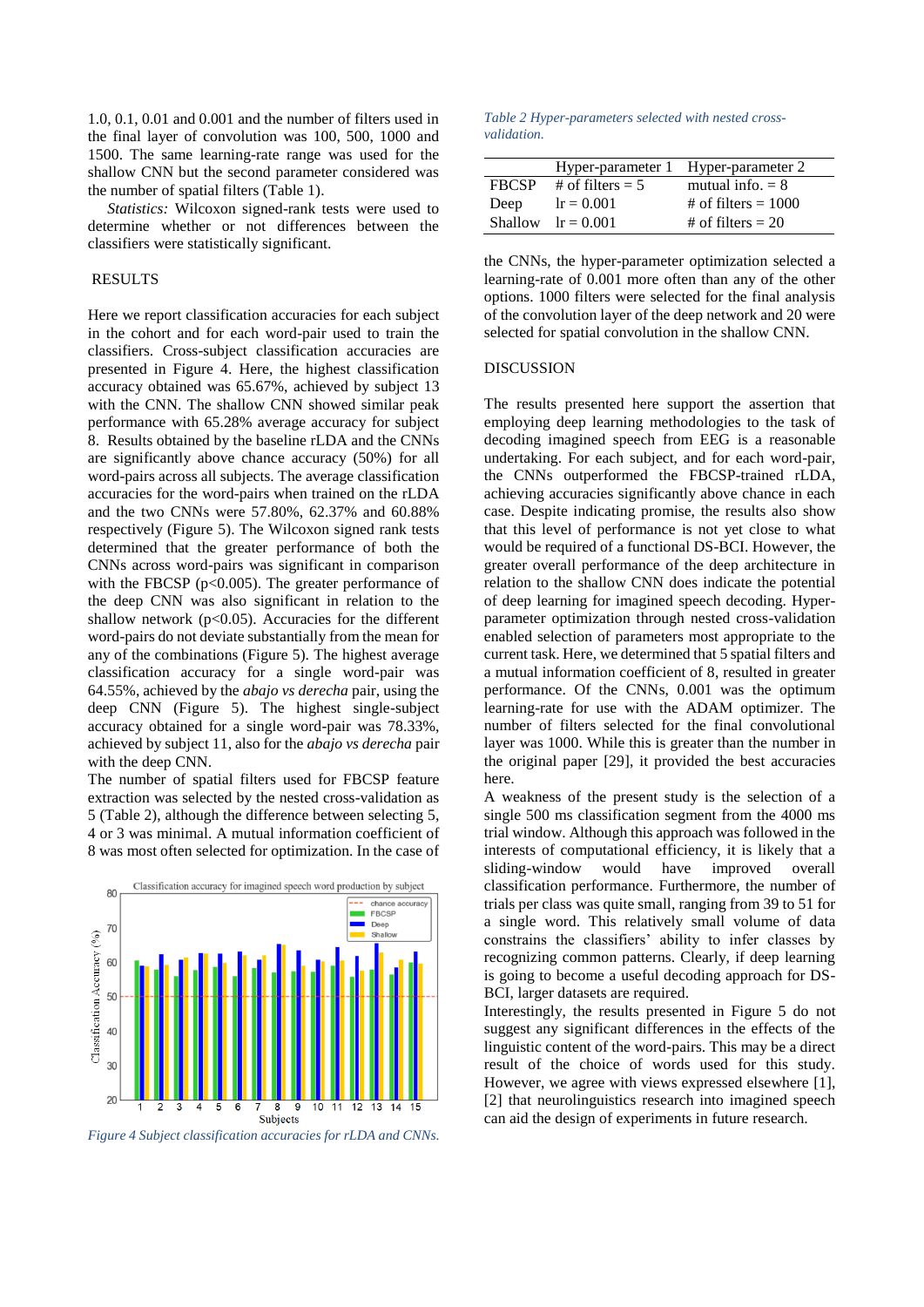1.0, 0.1, 0.01 and 0.001 and the number of filters used in the final layer of convolution was 100, 500, 1000 and 1500. The same learning-rate range was used for the shallow CNN but the second parameter considered was the number of spatial filters (Table 1).

*Statistics:* Wilcoxon signed-rank tests were used to determine whether or not differences between the classifiers were statistically significant.

## RESULTS

Here we report classification accuracies for each subject in the cohort and for each word-pair used to train the classifiers. Cross-subject classification accuracies are presented in Figure 4. Here, the highest classification accuracy obtained was 65.67%, achieved by subject 13 with the CNN. The shallow CNN showed similar peak performance with 65.28% average accuracy for subject 8. Results obtained by the baseline rLDA and the CNNs are significantly above chance accuracy (50%) for all word-pairs across all subjects. The average classification accuracies for the word-pairs when trained on the rLDA and the two CNNs were 57.80%, 62.37% and 60.88% respectively (Figure 5). The Wilcoxon signed rank tests determined that the greater performance of both the CNNs across word-pairs was significant in comparison with the FBCSP ($p<0.005$). The greater performance of the deep CNN was also significant in relation to the shallow network ($p<0.05$). Accuracies for the different word-pairs do not deviate substantially from the mean for any of the combinations (Figure 5). The highest average classification accuracy for a single word-pair was 64.55%, achieved by the *abajo vs derecha* pair, using the deep CNN (Figure 5). The highest single-subject accuracy obtained for a single word-pair was 78.33%, achieved by subject 11, also for the *abajo vs derecha* pair with the deep CNN.

The number of spatial filters used for FBCSP feature extraction was selected by the nested cross-validation as 5 (Table 2), although the difference between selecting 5, 4 or 3 was minimal. A mutual information coefficient of 8 was most often selected for optimization. In the case of the CNNs, the hyper-parameter optimization selected a learning-rate of 0.001 more often than any of the other options. 1000 filters were selected for the final analysis of the convolution layer of the deep network and 20 were selected for spatial convolution in the shallow CNN.

*Figure 4 Subject classification accuracies for rLDA and CNNs.*

*Table 2 Hyper-parameters selected with nested cross-validation.*

| | Hyper-parameter 1 | Hyper-parameter 2 |
|---|---|---|
| FBCSP | # of filters = 5 | mutual info. = 8 |
| Deep | lr = 0.001 | # of filters = 1000 |
| Shallow | lr = 0.001 | # of filters = 20 |

## DISCUSSION

The results presented here support the assertion that employing deep learning methodologies to the task of decoding imagined speech from EEG is a reasonable undertaking. For each subject, and for each word-pair, the CNNs outperformed the FBCSP-trained rLDA, achieving accuracies significantly above chance in each case. Despite indicating promise, the results also show that this level of performance is not yet close to what would be required of a functional DS-BCI. However, the greater overall performance of the deep architecture in relation to the shallow CNN does indicate the potential of deep learning for imagined speech decoding. Hyper-parameter optimization through nested cross-validation enabled selection of parameters most appropriate to the current task. Here, we determined that 5 spatial filters and a mutual information coefficient of 8, resulted in greater performance. Of the CNNs, 0.001 was the optimum learning-rate for use with the ADAM optimizer. The number of filters selected for the final convolutional layer was 1000. While this is greater than the number in the original paper [29], it provided the best accuracies here.

A weakness of the present study is the selection of a single 500 ms classification segment from the 4000 ms trial window. Although this approach was followed in the interests of computational efficiency, it is likely that a sliding-window would have improved overall classification performance. Furthermore, the number of trials per class was quite small, ranging from 39 to 51 for a single word. This relatively small volume of data constrains the classifiers' ability to infer classes by recognizing common patterns. Clearly, if deep learning is going to become a useful decoding approach for DS-BCI, larger datasets are required.

Interestingly, the results presented in Figure 5 do not suggest any significant differences in the effects of the linguistic content of the word-pairs. This may be a direct result of the choice of words used for this study. However, we agree with views expressed elsewhere [1], [2] that neurolinguistics research into imagined speech can aid the design of experiments in future research.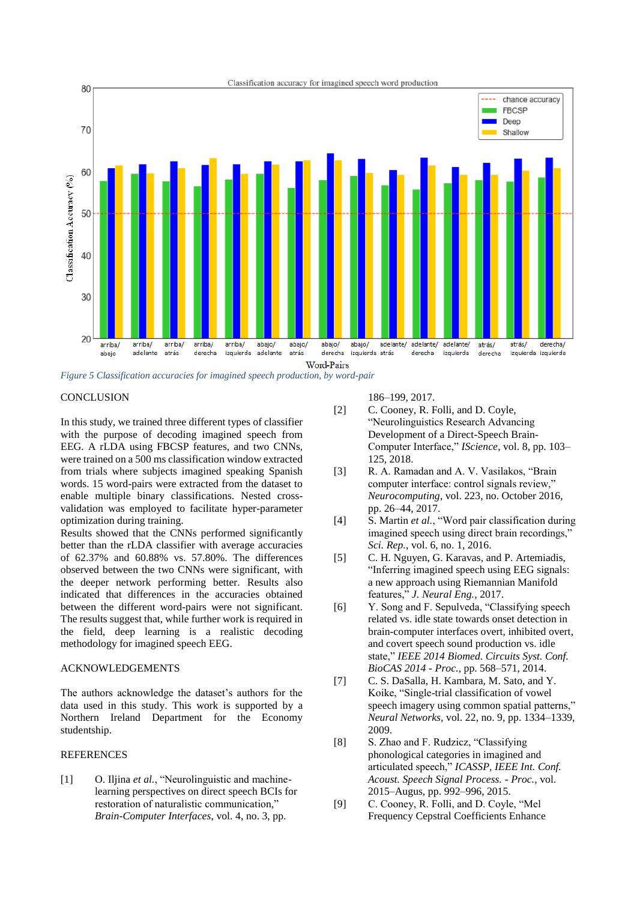*Figure 5 Classification accuracies for imagined speech production, by word-pair*

## CONCLUSION

In this study, we trained three different types of classifier with the purpose of decoding imagined speech from EEG. A rLDA using FBCSP features, and two CNNs, were trained on a 500 ms classification window extracted from trials where subjects imagined speaking Spanish words. 15 word-pairs were extracted from the dataset to enable multiple binary classifications. Nested cross-validation was employed to facilitate hyper-parameter optimization during training.

Results showed that the CNNs performed significantly better than the rLDA classifier with average accuracies of 62.37% and 60.88% vs. 57.80%. The differences observed between the two CNNs were significant, with the deeper network performing better. Results also indicated that differences in the accuracies obtained between the different word-pairs were not significant. The results suggest that, while further work is required in the field, deep learning is a realistic decoding methodology for imagined speech EEG.

## ACKNOWLEDGEMENTS

The authors acknowledge the dataset's authors for the data used in this study. This work is supported by a Northern Ireland Department for the Economy studentship.

## REFERENCES

[1] O. Iljina *et al.*, "Neurolinguistic and machine-learning perspectives on direct speech BCIs for restoration of naturalistic communication," *Brain-Computer Interfaces*, vol. 4, no. 3, pp. 186–199, 2017.

[2] C. Cooney, R. Folli, and D. Coyle, "Neurolinguistics Research Advancing Development of a Direct-Speech Brain-Computer Interface," *IScience*, vol. 8, pp. 103–125, 2018.

[3] R. A. Ramadan and A. V. Vasilakos, "Brain computer interface: control signals review," *Neurocomputing*, vol. 223, no. October 2016, pp. 26–44, 2017.

[4] S. Martin *et al.*, "Word pair classification during imagined speech using direct brain recordings," *Sci. Rep.*, vol. 6, no. 1, 2016.

[5] C. H. Nguyen, G. Karavas, and P. Artemiadis, "Inferring imagined speech using EEG signals: a new approach using Riemannian Manifold features," *J. Neural Eng.*, 2017.

[6] Y. Song and F. Sepulveda, "Classifying speech related vs. idle state towards onset detection in brain-computer interfaces overt, inhibited overt, and covert speech sound production vs. idle state," *IEEE 2014 Biomed. Circuits Syst. Conf. BioCAS 2014 - Proc.*, pp. 568–571, 2014.

[7] C. S. DaSalla, H. Kambara, M. Sato, and Y. Koike, "Single-trial classification of vowel speech imagery using common spatial patterns," *Neural Networks*, vol. 22, no. 9, pp. 1334–1339, 2009.

[8] S. Zhao and F. Rudzicz, "Classifying phonological categories in imagined and articulated speech," *ICASSP, IEEE Int. Conf. Acoust. Speech Signal Process. - Proc.*, vol. 2015–Augus, pp. 992–996, 2015.

[9] C. Cooney, R. Folli, and D. Coyle, "Mel Frequency Cepstral Coefficients Enhance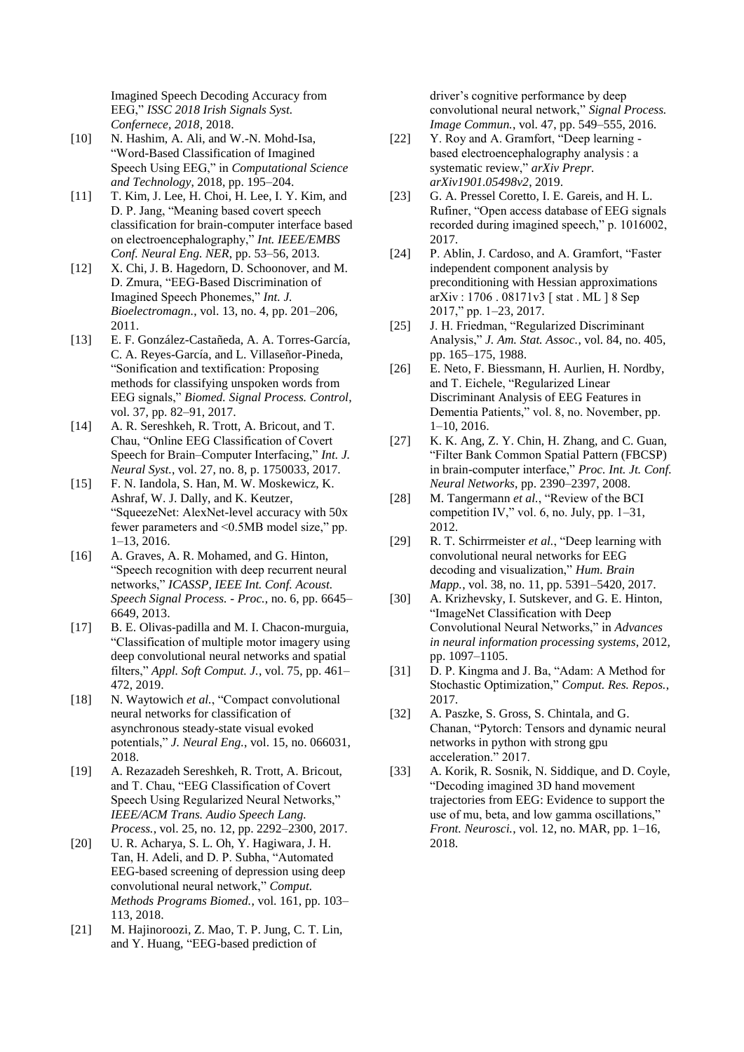Imagined Speech Decoding Accuracy from EEG," *ISSC 2018 Irish Signals Syst. Confernece, 2018*, 2018.

[10] N. Hashim, A. Ali, and W.-N. Mohd-Isa, "Word-Based Classification of Imagined Speech Using EEG," in *Computational Science and Technology*, 2018, pp. 195–204.

[11] T. Kim, J. Lee, H. Choi, H. Lee, I. Y. Kim, and D. P. Jang, "Meaning based covert speech classification for brain-computer interface based on electroencephalography," *Int. IEEE/EMBS Conf. Neural Eng. NER*, pp. 53–56, 2013.

[12] X. Chi, J. B. Hagedorn, D. Schoonover, and M. D. Zmura, "EEG-Based Discrimination of Imagined Speech Phonemes," *Int. J. Bioelectromagn.*, vol. 13, no. 4, pp. 201–206, 2011.

[13] E. F. González-Castañeda, A. A. Torres-García, C. A. Reyes-García, and L. Villaseñor-Pineda, "Sonification and textification: Proposing methods for classifying unspoken words from EEG signals," *Biomed. Signal Process. Control*, vol. 37, pp. 82–91, 2017.

[14] A. R. Sereshkeh, R. Trott, A. Bricout, and T. Chau, "Online EEG Classification of Covert Speech for Brain–Computer Interfacing," *Int. J. Neural Syst.*, vol. 27, no. 8, p. 1750033, 2017.

[15] F. N. Iandola, S. Han, M. W. Moskewicz, K. Ashraf, W. J. Dally, and K. Keutzer, "SqueezeNet: AlexNet-level accuracy with 50x fewer parameters and <0.5MB model size," pp. 1–13, 2016.

[16] A. Graves, A. R. Mohamed, and G. Hinton, "Speech recognition with deep recurrent neural networks," *ICASSP, IEEE Int. Conf. Acoust. Speech Signal Process. - Proc.*, no. 6, pp. 6645–6649, 2013.

[17] B. E. Olivas-padilla and M. I. Chacon-murguia, "Classification of multiple motor imagery using deep convolutional neural networks and spatial filters," *Appl. Soft Comput. J.*, vol. 75, pp. 461–472, 2019.

[18] N. Waytowich *et al.*, "Compact convolutional neural networks for classification of asynchronous steady-state visual evoked potentials," *J. Neural Eng.*, vol. 15, no. 066031, 2018.

[19] A. Rezazadeh Sereshkeh, R. Trott, A. Bricout, and T. Chau, "EEG Classification of Covert Speech Using Regularized Neural Networks," *IEEE/ACM Trans. Audio Speech Lang. Process.*, vol. 25, no. 12, pp. 2292–2300, 2017.

[20] U. R. Acharya, S. L. Oh, Y. Hagiwara, J. H. Tan, H. Adeli, and D. P. Subha, "Automated EEG-based screening of depression using deep convolutional neural network," *Comput. Methods Programs Biomed.*, vol. 161, pp. 103–113, 2018.

[21] M. Hajinoroozi, Z. Mao, T. P. Jung, C. T. Lin, and Y. Huang, "EEG-based prediction of driver's cognitive performance by deep convolutional neural network," *Signal Process. Image Commun.*, vol. 47, pp. 549–555, 2016.

[22] Y. Roy and A. Gramfort, "Deep learning - based electroencephalography analysis : a systematic review," *arXiv Prepr. arXiv1901.05498v2*, 2019.

[23] G. A. Pressel Coretto, I. E. Gareis, and H. L. Rufiner, "Open access database of EEG signals recorded during imagined speech," p. 1016002, 2017.

[24] P. Ablin, J. Cardoso, and A. Gramfort, "Faster independent component analysis by preconditioning with Hessian approximations arXiv : 1706 . 08171v3 [ stat . ML ] 8 Sep 2017," pp. 1–23, 2017.

[25] J. H. Friedman, "Regularized Discriminant Analysis," *J. Am. Stat. Assoc.*, vol. 84, no. 405, pp. 165–175, 1988.

[26] E. Neto, F. Biessmann, H. Aurlien, H. Nordby, and T. Eichele, "Regularized Linear Discriminant Analysis of EEG Features in Dementia Patients," vol. 8, no. November, pp. 1–10, 2016.

[27] K. K. Ang, Z. Y. Chin, H. Zhang, and C. Guan, "Filter Bank Common Spatial Pattern (FBCSP) in brain-computer interface," *Proc. Int. Jt. Conf. Neural Networks*, pp. 2390–2397, 2008.

[28] M. Tangermann *et al.*, "Review of the BCI competition IV," vol. 6, no. July, pp. 1–31, 2012.

[29] R. T. Schirrmeister *et al.*, "Deep learning with convolutional neural networks for EEG decoding and visualization," *Hum. Brain Mapp.*, vol. 38, no. 11, pp. 5391–5420, 2017.

[30] A. Krizhevsky, I. Sutskever, and G. E. Hinton, "ImageNet Classification with Deep Convolutional Neural Networks," in *Advances in neural information processing systems*, 2012, pp. 1097–1105.

[31] D. P. Kingma and J. Ba, "Adam: A Method for Stochastic Optimization," *Comput. Res. Repos.*, 2017.

[32] A. Paszke, S. Gross, S. Chintala, and G. Chanan, "Pytorch: Tensors and dynamic neural networks in python with strong gpu acceleration." 2017.

[33] A. Korik, R. Sosnik, N. Siddique, and D. Coyle, "Decoding imagined 3D hand movement trajectories from EEG: Evidence to support the use of mu, beta, and low gamma oscillations," *Front. Neurosci.*, vol. 12, no. MAR, pp. 1–16, 2018.